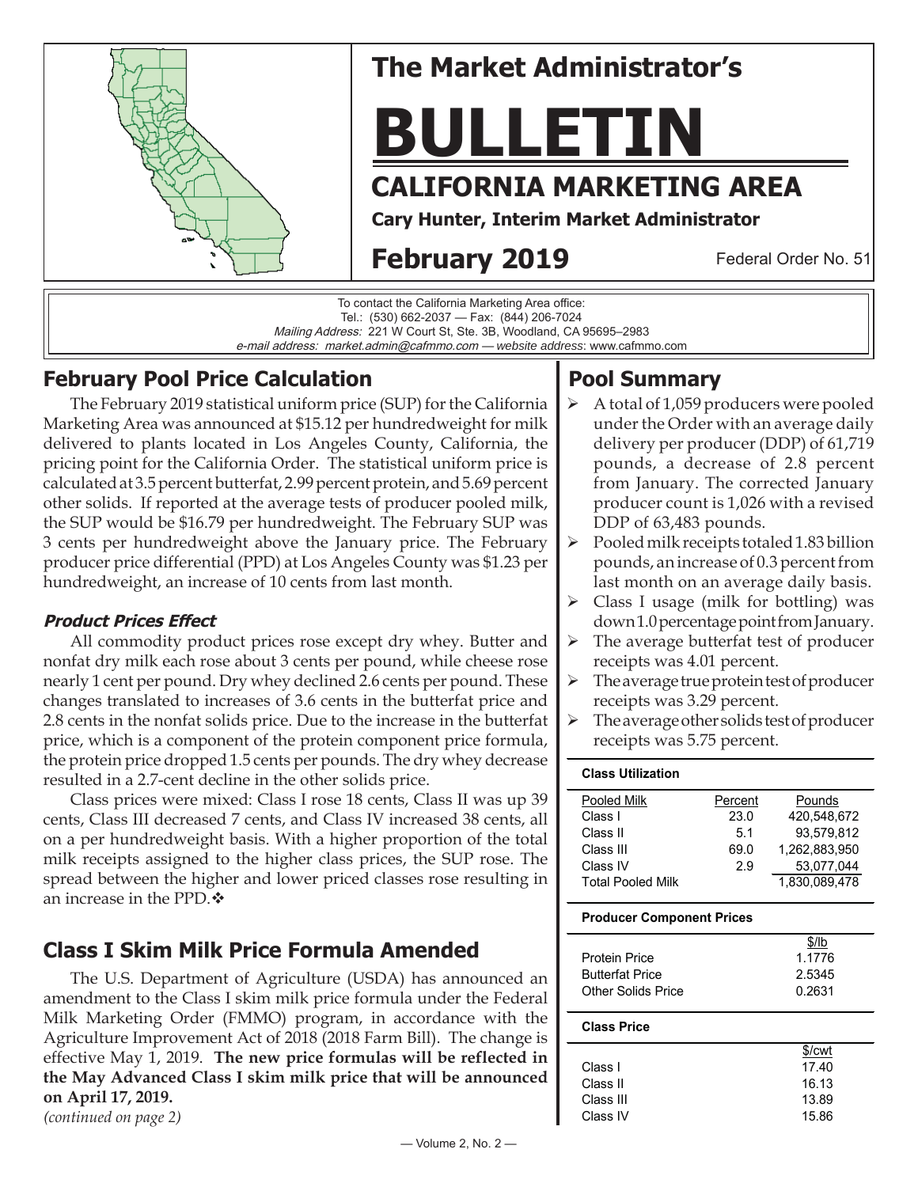# The Market Administrator's BULLETIN

## CALIFORNIA MARKETING AREA

**Cary Hunter, Interim Market Administrator**

**February 2019**

Federal Order No. 51

To contact the California Marketing Area office:
Tel.: (530) 662-2037 — Fax: (844) 206-7024
*Mailing Address:* 221 W Court St, Ste. 3B, Woodland, CA 95695–2983
*e-mail address:* market.admin@cafmmo.com — *website address*: www.cafmmo.com

## February Pool Price Calculation

The February 2019 statistical uniform price (SUP) for the California Marketing Area was announced at $15.12 per hundredweight for milk delivered to plants located in Los Angeles County, California, the pricing point for the California Order. The statistical uniform price is calculated at 3.5 percent butterfat, 2.99 percent protein, and 5.69 percent other solids. If reported at the average tests of producer pooled milk, the SUP would be $16.79 per hundredweight. The February SUP was 3 cents per hundredweight above the January price. The February producer price differential (PPD) at Los Angeles County was $1.23 per hundredweight, an increase of 10 cents from last month.

### *Product Prices Effect*

All commodity product prices rose except dry whey. Butter and nonfat dry milk each rose about 3 cents per pound, while cheese rose nearly 1 cent per pound. Dry whey declined 2.6 cents per pound. These changes translated to increases of 3.6 cents in the butterfat price and 2.8 cents in the nonfat solids price. Due to the increase in the butterfat price, which is a component of the protein component price formula, the protein price dropped 1.5 cents per pounds. The dry whey decrease resulted in a 2.7-cent decline in the other solids price.

Class prices were mixed: Class I rose 18 cents, Class II was up 39 cents, Class III decreased 7 cents, and Class IV increased 38 cents, all on a per hundredweight basis. With a higher proportion of the total milk receipts assigned to the higher class prices, the SUP rose. The spread between the higher and lower priced classes rose resulting in an increase in the PPD.❖

## Class I Skim Milk Price Formula Amended

The U.S. Department of Agriculture (USDA) has announced an amendment to the Class I skim milk price formula under the Federal Milk Marketing Order (FMMO) program, in accordance with the Agriculture Improvement Act of 2018 (2018 Farm Bill). The change is effective May 1, 2019. **The new price formulas will be reflected in the May Advanced Class I skim milk price that will be announced on April 17, 2019.**

*(continued on page 2)*

## Pool Summary

- A total of 1,059 producers were pooled under the Order with an average daily delivery per producer (DDP) of 61,719 pounds, a decrease of 2.8 percent from January. The corrected January producer count is 1,026 with a revised DDP of 63,483 pounds.
- Pooled milk receipts totaled 1.83 billion pounds, an increase of 0.3 percent from last month on an average daily basis.
- Class I usage (milk for bottling) was down 1.0 percentage point from January.
- The average butterfat test of producer receipts was 4.01 percent.
- The average true protein test of producer receipts was 3.29 percent.
- The average other solids test of producer receipts was 5.75 percent.

**Class Utilization**

| Pooled Milk | Percent | Pounds |
|---|---|---|
| Class I | 23.0 | 420,548,672 |
| Class II | 5.1 | 93,579,812 |
| Class III | 69.0 | 1,262,883,950 |
| Class IV | 2.9 | 53,077,044 |
| Total Pooled Milk | | 1,830,089,478 |

**Producer Component Prices**

| | $/lb |
|---|---|
| Protein Price | 1.1776 |
| Butterfat Price | 2.5345 |
| Other Solids Price | 0.2631 |

**Class Price**

| | $/cwt |
|---|---|
| Class I | 17.40 |
| Class II | 16.13 |
| Class III | 13.89 |
| Class IV | 15.86 |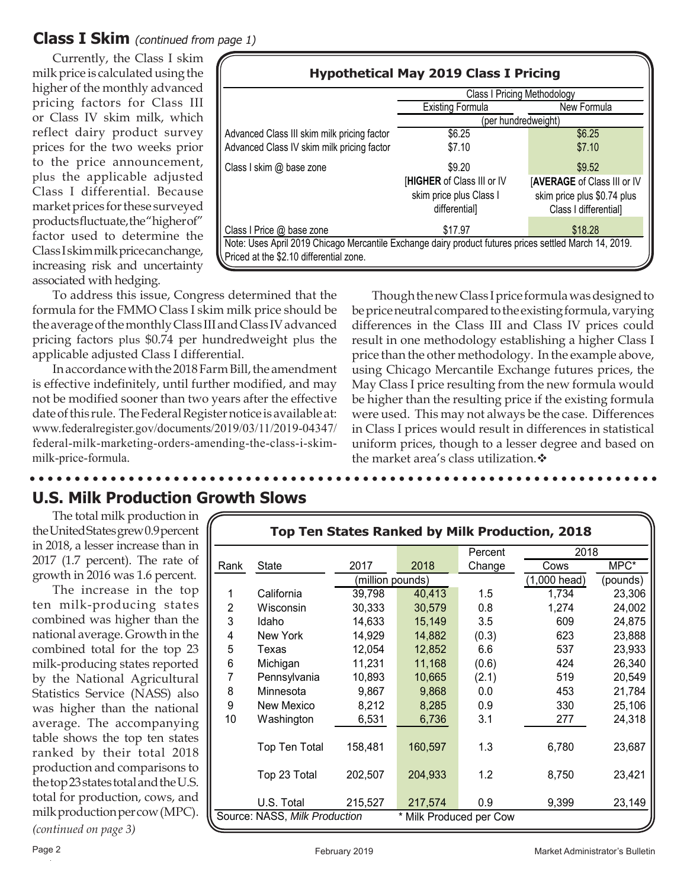## Class I Skim *(continued from page 1)*

Currently, the Class I skim milk price is calculated using the higher of the monthly advanced pricing factors for Class III or Class IV skim milk, which reflect dairy product survey prices for the two weeks prior to the price announcement, plus the applicable adjusted Class I differential. Because market prices for these surveyed products fluctuate, the "higher of" factor used to determine the Class I skim milk price can change, increasing risk and uncertainty associated with hedging.

**Hypothetical May 2019 Class I Pricing**

| | Class I Pricing Methodology | |
|---|---|---|
| | Existing Formula | New Formula |
| | (per hundredweight) | |
| Advanced Class III skim milk pricing factor | $6.25 | $6.25 |
| Advanced Class IV skim milk pricing factor | $7.10 | $7.10 |
| Class I skim @ base zone | $9.20 [**HIGHER** of Class III or IV skim price plus Class I differential] | $9.52 [**AVERAGE** of Class III or IV skim price plus $0.74 plus Class I differential] |
| Class I Price @ base zone | $17.97 | $18.28 |

Note: Uses April 2019 Chicago Mercantile Exchange dairy product futures prices settled March 14, 2019. Priced at the $2.10 differential zone.

To address this issue, Congress determined that the formula for the FMMO Class I skim milk price should be the average of the monthly Class III and Class IV advanced pricing factors plus $0.74 per hundredweight plus the applicable adjusted Class I differential.

In accordance with the 2018 Farm Bill, the amendment is effective indefinitely, until further modified, and may not be modified sooner than two years after the effective date of this rule. The Federal Register notice is available at: www.federalregister.gov/documents/2019/03/11/2019-04347/federal-milk-marketing-orders-amending-the-class-i-skim-milk-price-formula.

Though the new Class I price formula was designed to be price neutral compared to the existing formula, varying differences in the Class III and Class IV prices could result in one methodology establishing a higher Class I price than the other methodology. In the example above, using Chicago Mercantile Exchange futures prices, the May Class I price resulting from the new formula would be higher than the resulting price if the existing formula were used. This may not always be the case. Differences in Class I prices would result in differences in statistical uniform prices, though to a lesser degree and based on the market area's class utilization.❖

## U.S. Milk Production Growth Slows

The total milk production in the United States grew 0.9 percent in 2018, a lesser increase than in 2017 (1.7 percent). The rate of growth in 2016 was 1.6 percent.

The increase in the top ten milk-producing states combined was higher than the national average. Growth in the combined total for the top 23 milk-producing states reported by the National Agricultural Statistics Service (NASS) also was higher than the national average. The accompanying table shows the top ten states ranked by their total 2018 production and comparisons to the top 23 states total and the U.S. total for production, cows, and milk production per cow (MPC).

*(continued on page 3)*

**Top Ten States Ranked by Milk Production, 2018**

| Rank | State | 2017 | 2018 | Percent Change | 2018 Cows | 2018 MPC* |
|---|---|---|---|---|---|---|
| | | (million pounds) | | | (1,000 head) | (pounds) |
| 1 | California | 39,798 | 40,413 | 1.5 | 1,734 | 23,306 |
| 2 | Wisconsin | 30,333 | 30,579 | 0.8 | 1,274 | 24,002 |
| 3 | Idaho | 14,633 | 15,149 | 3.5 | 609 | 24,875 |
| 4 | New York | 14,929 | 14,882 | (0.3) | 623 | 23,888 |
| 5 | Texas | 12,054 | 12,852 | 6.6 | 537 | 23,933 |
| 6 | Michigan | 11,231 | 11,168 | (0.6) | 424 | 26,340 |
| 7 | Pennsylvania | 10,893 | 10,665 | (2.1) | 519 | 20,549 |
| 8 | Minnesota | 9,867 | 9,868 | 0.0 | 453 | 21,784 |
| 9 | New Mexico | 8,212 | 8,285 | 0.9 | 330 | 25,106 |
| 10 | Washington | 6,531 | 6,736 | 3.1 | 277 | 24,318 |
| | Top Ten Total | 158,481 | 160,597 | 1.3 | 6,780 | 23,687 |
| | Top 23 Total | 202,507 | 204,933 | 1.2 | 8,750 | 23,421 |
| | U.S. Total | 215,527 | 217,574 | 0.9 | 9,399 | 23,149 |

Source: NASS, *Milk Production*   * Milk Produced per Cow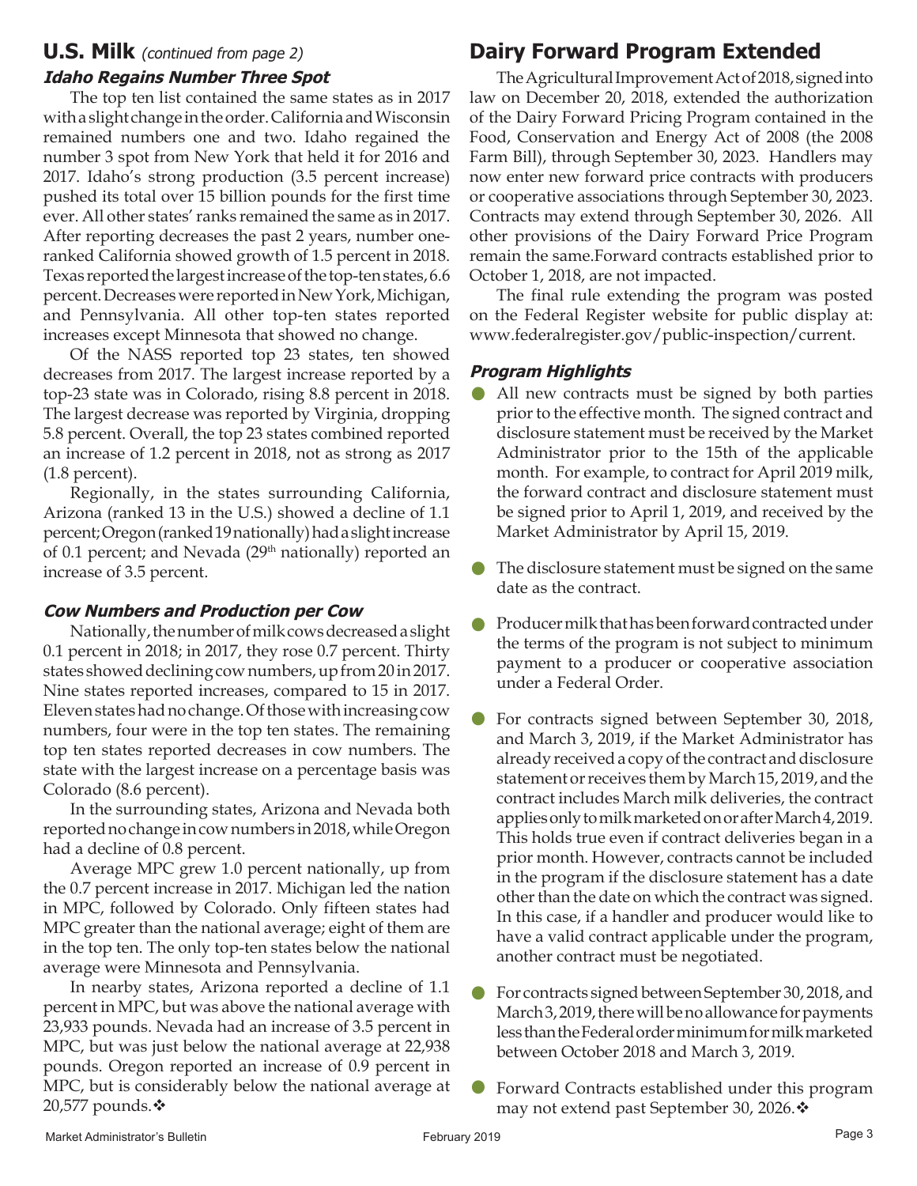## U.S. Milk *(continued from page 2)*

### *Idaho Regains Number Three Spot*

The top ten list contained the same states as in 2017 with a slight change in the order. California and Wisconsin remained numbers one and two. Idaho regained the number 3 spot from New York that held it for 2016 and 2017. Idaho's strong production (3.5 percent increase) pushed its total over 15 billion pounds for the first time ever. All other states' ranks remained the same as in 2017. After reporting decreases the past 2 years, number one-ranked California showed growth of 1.5 percent in 2018. Texas reported the largest increase of the top-ten states, 6.6 percent. Decreases were reported in New York, Michigan, and Pennsylvania. All other top-ten states reported increases except Minnesota that showed no change.

Of the NASS reported top 23 states, ten showed decreases from 2017. The largest increase reported by a top-23 state was in Colorado, rising 8.8 percent in 2018. The largest decrease was reported by Virginia, dropping 5.8 percent. Overall, the top 23 states combined reported an increase of 1.2 percent in 2018, not as strong as 2017 (1.8 percent).

Regionally, in the states surrounding California, Arizona (ranked 13 in the U.S.) showed a decline of 1.1 percent; Oregon (ranked 19 nationally) had a slight increase of 0.1 percent; and Nevada (29th nationally) reported an increase of 3.5 percent.

### *Cow Numbers and Production per Cow*

Nationally, the number of milk cows decreased a slight 0.1 percent in 2018; in 2017, they rose 0.7 percent. Thirty states showed declining cow numbers, up from 20 in 2017. Nine states reported increases, compared to 15 in 2017. Eleven states had no change. Of those with increasing cow numbers, four were in the top ten states. The remaining top ten states reported decreases in cow numbers. The state with the largest increase on a percentage basis was Colorado (8.6 percent).

In the surrounding states, Arizona and Nevada both reported no change in cow numbers in 2018, while Oregon had a decline of 0.8 percent.

Average MPC grew 1.0 percent nationally, up from the 0.7 percent increase in 2017. Michigan led the nation in MPC, followed by Colorado. Only fifteen states had MPC greater than the national average; eight of them are in the top ten. The only top-ten states below the national average were Minnesota and Pennsylvania.

In nearby states, Arizona reported a decline of 1.1 percent in MPC, but was above the national average with 23,933 pounds. Nevada had an increase of 3.5 percent in MPC, but was just below the national average at 22,938 pounds. Oregon reported an increase of 0.9 percent in MPC, but is considerably below the national average at 20,577 pounds.❖

## Dairy Forward Program Extended

The Agricultural Improvement Act of 2018, signed into law on December 20, 2018, extended the authorization of the Dairy Forward Pricing Program contained in the Food, Conservation and Energy Act of 2008 (the 2008 Farm Bill), through September 30, 2023. Handlers may now enter new forward price contracts with producers or cooperative associations through September 30, 2023. Contracts may extend through September 30, 2026. All other provisions of the Dairy Forward Price Program remain the same.Forward contracts established prior to October 1, 2018, are not impacted.

The final rule extending the program was posted on the Federal Register website for public display at: www.federalregister.gov/public-inspection/current.

### *Program Highlights*

- All new contracts must be signed by both parties prior to the effective month. The signed contract and disclosure statement must be received by the Market Administrator prior to the 15th of the applicable month. For example, to contract for April 2019 milk, the forward contract and disclosure statement must be signed prior to April 1, 2019, and received by the Market Administrator by April 15, 2019.
- The disclosure statement must be signed on the same date as the contract.
- Producer milk that has been forward contracted under the terms of the program is not subject to minimum payment to a producer or cooperative association under a Federal Order.
- For contracts signed between September 30, 2018, and March 3, 2019, if the Market Administrator has already received a copy of the contract and disclosure statement or receives them by March 15, 2019, and the contract includes March milk deliveries, the contract applies only to milk marketed on or after March 4, 2019. This holds true even if contract deliveries began in a prior month. However, contracts cannot be included in the program if the disclosure statement has a date other than the date on which the contract was signed. In this case, if a handler and producer would like to have a valid contract applicable under the program, another contract must be negotiated.
- For contracts signed between September 30, 2018, and March 3, 2019, there will be no allowance for payments less than the Federal order minimum for milk marketed between October 2018 and March 3, 2019.
- Forward Contracts established under this program may not extend past September 30, 2026.❖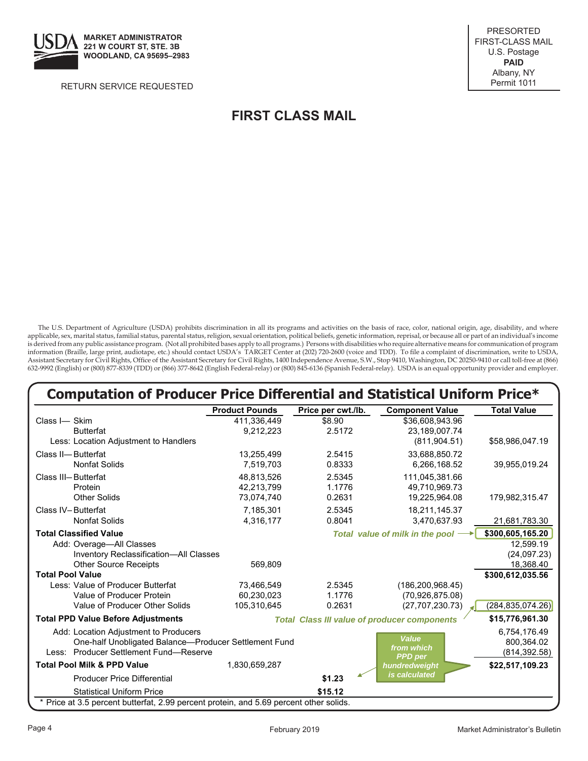USDA

**MARKET ADMINISTRATOR**
**221 W COURT ST, STE. 3B**
**WOODLAND, CA 95695–2983**

RETURN SERVICE REQUESTED

PRESORTED
FIRST-CLASS MAIL
U.S. Postage
**PAID**
Albany, NY
Permit 1011

## FIRST CLASS MAIL

The U.S. Department of Agriculture (USDA) prohibits discrimination in all its programs and activities on the basis of race, color, national origin, age, disability, and where applicable, sex, marital status, familial status, parental status, religion, sexual orientation, political beliefs, genetic information, reprisal, or because all or part of an individual's income is derived from any public assistance program. (Not all prohibited bases apply to all programs.) Persons with disabilities who require alternative means for communication of program information (Braille, large print, audiotape, etc.) should contact USDA's TARGET Center at (202) 720-2600 (voice and TDD). To file a complaint of discrimination, write to USDA, Assistant Secretary for Civil Rights, Office of the Assistant Secretary for Civil Rights, 1400 Independence Avenue, S.W., Stop 9410, Washington, DC 20250-9410 or call toll-free at (866) 632-9992 (English) or (800) 877-8339 (TDD) or (866) 377-8642 (English Federal-relay) or (800) 845-6136 (Spanish Federal-relay). USDA is an equal opportunity provider and employer.

## Computation of Producer Price Differential and Statistical Uniform Price*

| | Product Pounds | Price per cwt./lb. | Component Value | Total Value |
|---|---|---|---|---|
| Class I— Skim | 411,336,449 | $8.90 | $36,608,943.96 | |
| Butterfat | 9,212,223 | 2.5172 | 23,189,007.74 | |
| Less: Location Adjustment to Handlers | | | (811,904.51) | $58,986,047.19 |
| Class II— Butterfat | 13,255,499 | 2.5415 | 33,688,850.72 | |
| Nonfat Solids | 7,519,703 | 0.8333 | 6,266,168.52 | 39,955,019.24 |
| Class III— Butterfat | 48,813,526 | 2.5345 | 111,045,381.66 | |
| Protein | 42,213,799 | 1.1776 | 49,710,969.73 | |
| Other Solids | 73,074,740 | 0.2631 | 19,225,964.08 | 179,982,315.47 |
| Class IV— Butterfat | 7,185,301 | 2.5345 | 18,211,145.37 | |
| Nonfat Solids | 4,316,177 | 0.8041 | 3,470,637.93 | 21,681,783.30 |
| **Total Classified Value** | | | *Total value of milk in the pool* → | **$300,605,165.20** |
| Add: Overage—All Classes | | | | 12,599.19 |
| Inventory Reclassification—All Classes | | | | (24,097.23) |
| Other Source Receipts | 569,809 | | | 18,368.40 |
| **Total Pool Value** | | | | **$300,612,035.56** |
| Less: Value of Producer Butterfat | 73,466,549 | 2.5345 | (186,200,968.45) | |
| Value of Producer Protein | 60,230,023 | 1.1776 | (70,926,875.08) | |
| Value of Producer Other Solids | 105,310,645 | 0.2631 | (27,707,230.73) | (284,835,074.26) |
| **Total PPD Value Before Adjustments** | | *Total Class III value of producer components* | | **$15,776,961.30** |
| Add: Location Adjustment to Producers | | | | 6,754,176.49 |
| One-half Unobligated Balance—Producer Settlement Fund | | | | 800,364.02 |
| Less: Producer Settlement Fund—Reserve | | | | (814,392.58) |
| **Total Pool Milk & PPD Value** | 1,830,659,287 | | | **$22,517,109.23** |
| Producer Price Differential | | **$1.23** | *Value from which PPD per hundredweight is calculated* | |
| Statistical Uniform Price | | **$15.12** | | |

\* Price at 3.5 percent butterfat, 2.99 percent protein, and 5.69 percent other solids.